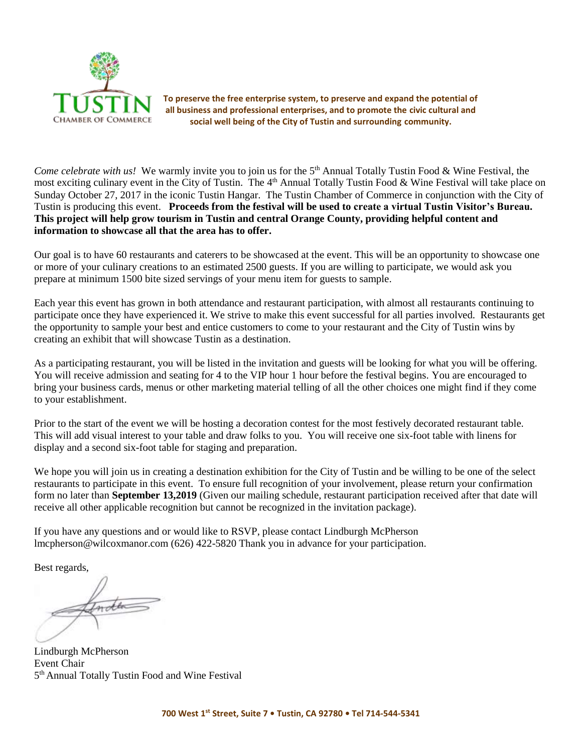**TUSTIN**
CHAMBER OF COMMERCE

**To preserve the free enterprise system, to preserve and expand the potential of all business and professional enterprises, and to promote the civic cultural and social well being of the City of Tustin and surrounding community.**

*Come celebrate with us!* We warmly invite you to join us for the 5th Annual Totally Tustin Food & Wine Festival, the most exciting culinary event in the City of Tustin. The 4th Annual Totally Tustin Food & Wine Festival will take place on Sunday October 27, 2017 in the iconic Tustin Hangar. The Tustin Chamber of Commerce in conjunction with the City of Tustin is producing this event. **Proceeds from the festival will be used to create a virtual Tustin Visitor's Bureau. This project will help grow tourism in Tustin and central Orange County, providing helpful content and information to showcase all that the area has to offer.**

Our goal is to have 60 restaurants and caterers to be showcased at the event. This will be an opportunity to showcase one or more of your culinary creations to an estimated 2500 guests. If you are willing to participate, we would ask you prepare at minimum 1500 bite sized servings of your menu item for guests to sample.

Each year this event has grown in both attendance and restaurant participation, with almost all restaurants continuing to participate once they have experienced it. We strive to make this event successful for all parties involved. Restaurants get the opportunity to sample your best and entice customers to come to your restaurant and the City of Tustin wins by creating an exhibit that will showcase Tustin as a destination.

As a participating restaurant, you will be listed in the invitation and guests will be looking for what you will be offering. You will receive admission and seating for 4 to the VIP hour 1 hour before the festival begins. You are encouraged to bring your business cards, menus or other marketing material telling of all the other choices one might find if they come to your establishment.

Prior to the start of the event we will be hosting a decoration contest for the most festively decorated restaurant table. This will add visual interest to your table and draw folks to you. You will receive one six-foot table with linens for display and a second six-foot table for staging and preparation.

We hope you will join us in creating a destination exhibition for the City of Tustin and be willing to be one of the select restaurants to participate in this event. To ensure full recognition of your involvement, please return your confirmation form no later than **September 13,2019** (Given our mailing schedule, restaurant participation received after that date will receive all other applicable recognition but cannot be recognized in the invitation package).

If you have any questions and or would like to RSVP, please contact Lindburgh McPherson lmcpherson@wilcoxmanor.com (626) 422-5820 Thank you in advance for your participation.

Best regards,

Lindburgh McPherson
Event Chair
5th Annual Totally Tustin Food and Wine Festival

**700 West 1st Street, Suite 7 • Tustin, CA 92780 • Tel 714-544-5341**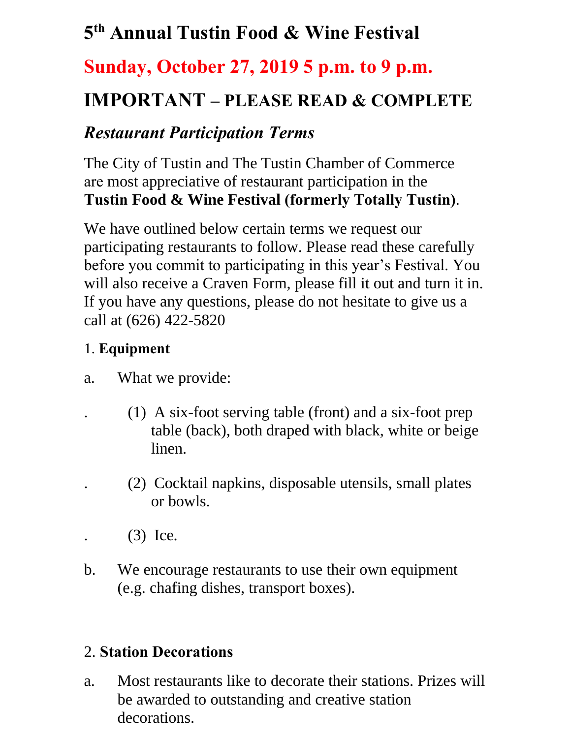# 5th Annual Tustin Food & Wine Festival

## Sunday, October 27, 2019 5 p.m. to 9 p.m.

## IMPORTANT – PLEASE READ & COMPLETE

### *Restaurant Participation Terms*

The City of Tustin and The Tustin Chamber of Commerce are most appreciative of restaurant participation in the **Tustin Food & Wine Festival (formerly Totally Tustin)**.

We have outlined below certain terms we request our participating restaurants to follow. Please read these carefully before you commit to participating in this year's Festival. You will also receive a Craven Form, please fill it out and turn it in. If you have any questions, please do not hesitate to give us a call at (626) 422-5820

1. **Equipment**

a. What we provide:

(1) A six-foot serving table (front) and a six-foot prep table (back), both draped with black, white or beige linen.

(2) Cocktail napkins, disposable utensils, small plates or bowls.

(3) Ice.

b. We encourage restaurants to use their own equipment (e.g. chafing dishes, transport boxes).

2. **Station Decorations**

a. Most restaurants like to decorate their stations. Prizes will be awarded to outstanding and creative station decorations.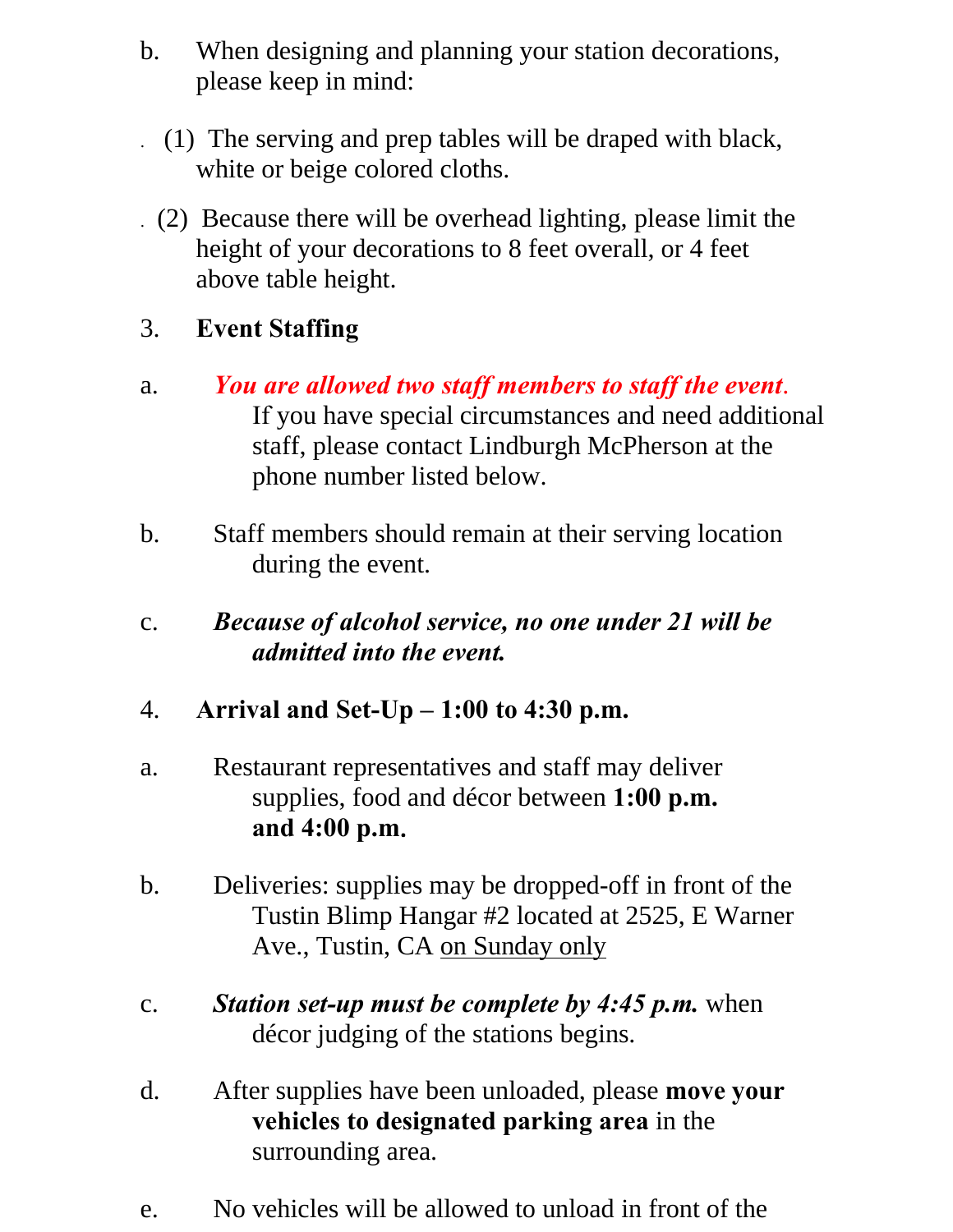b. When designing and planning your station decorations, please keep in mind:

(1) The serving and prep tables will be draped with black, white or beige colored cloths.

(2) Because there will be overhead lighting, please limit the height of your decorations to 8 feet overall, or 4 feet above table height.

3. **Event Staffing**

a. ***You are allowed two staff members to staff the event.*** If you have special circumstances and need additional staff, please contact Lindburgh McPherson at the phone number listed below.

b. Staff members should remain at their serving location during the event.

c. ***Because of alcohol service, no one under 21 will be admitted into the event.***

4. **Arrival and Set-Up – 1:00 to 4:30 p.m.**

a. Restaurant representatives and staff may deliver supplies, food and décor between **1:00 p.m. and 4:00 p.m.**

b. Deliveries: supplies may be dropped-off in front of the Tustin Blimp Hangar #2 located at 2525, E Warner Ave., Tustin, CA <u>on Sunday only</u>

c. ***Station set-up must be complete by 4:45 p.m.*** when décor judging of the stations begins.

d. After supplies have been unloaded, please **move your vehicles to designated parking area** in the surrounding area.

e. No vehicles will be allowed to unload in front of the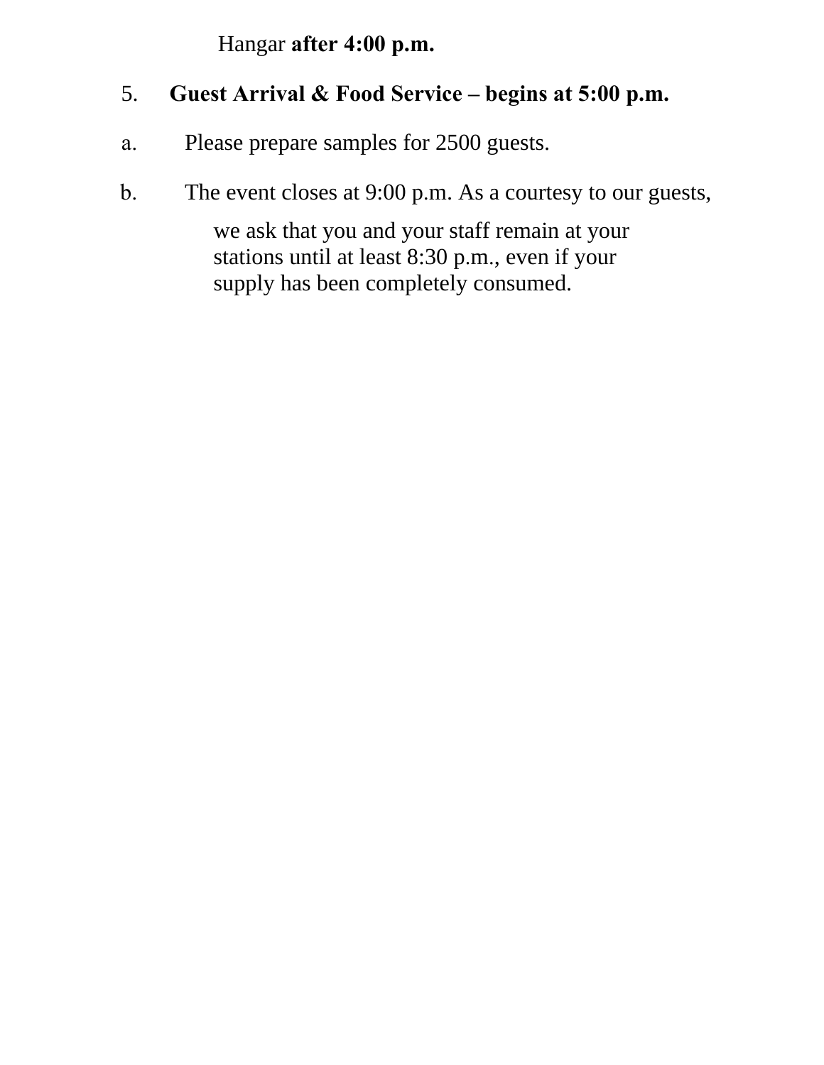Hangar **after 4:00 p.m.**

5. **Guest Arrival & Food Service – begins at 5:00 p.m.**

   a. Please prepare samples for 2500 guests.

   b. The event closes at 9:00 p.m. As a courtesy to our guests, we ask that you and your staff remain at your stations until at least 8:30 p.m., even if your supply has been completely consumed.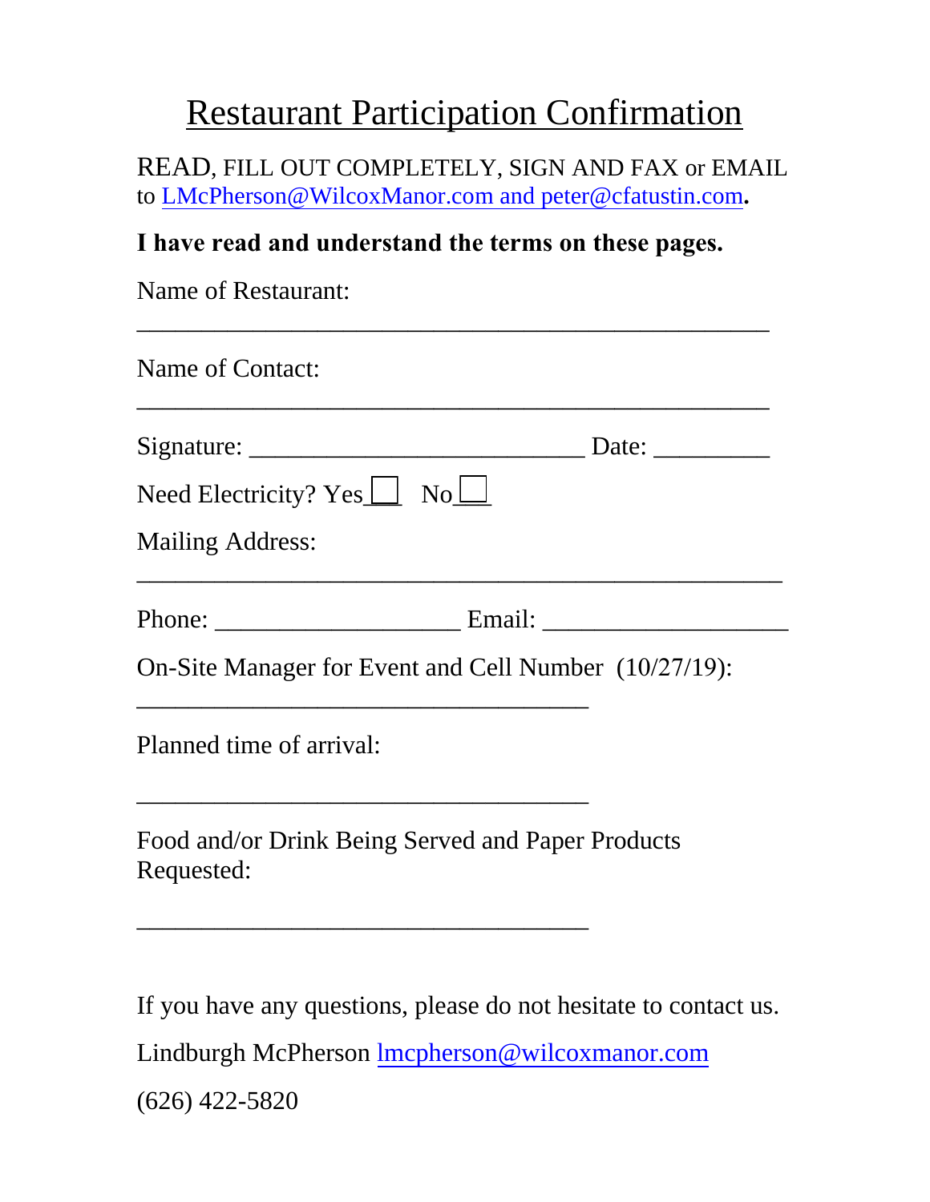# Restaurant Participation Confirmation

READ, FILL OUT COMPLETELY, SIGN AND FAX or EMAIL to LMcPherson@WilcoxManor.com and peter@cfatustin.com.

**I have read and understand the terms on these pages.**

Name of Restaurant:

_____________________________________________

Name of Contact:

_____________________________________________

Signature: ________________________ Date: _________

Need Electricity? Yes ☐ No ☐

Mailing Address:

______________________________________________

Phone: __________________ Email: __________________

On-Site Manager for Event and Cell Number (10/27/19):

________________________________

Planned time of arrival:

________________________________

Food and/or Drink Being Served and Paper Products Requested:

________________________________

If you have any questions, please do not hesitate to contact us.

Lindburgh McPherson lmcpherson@wilcoxmanor.com

(626) 422-5820